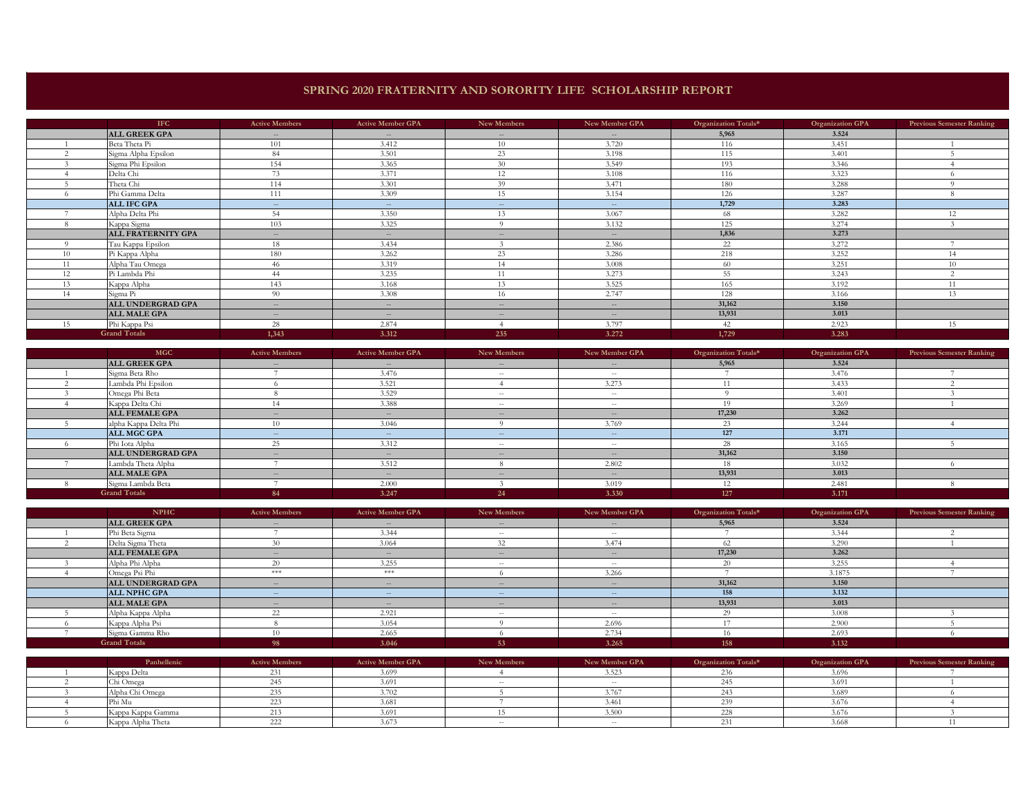# SPRING 2020 FRATERNITY AND SORORITY LIFE SCHOLARSHIP REPORT

| | IFC | Active Members | Active Member GPA | New Members | New Member GPA | Organization Totals* | Organization GPA | Previous Semester Ranking |
|---|---|---|---|---|---|---|---|---|
| | **ALL GREEK GPA** | -- | -- | -- | -- | **5,965** | **3.524** | |
| 1 | Beta Theta Pi | 101 | 3.412 | 10 | 3.720 | 116 | 3.451 | 1 |
| 2 | Sigma Alpha Epsilon | 84 | 3.501 | 23 | 3.198 | 115 | 3.401 | 5 |
| 3 | Sigma Phi Epsilon | 154 | 3.365 | 30 | 3.549 | 193 | 3.346 | 4 |
| 4 | Delta Chi | 73 | 3.371 | 12 | 3.108 | 116 | 3.323 | 6 |
| 5 | Theta Chi | 114 | 3.301 | 39 | 3.471 | 180 | 3.288 | 9 |
| 6 | Phi Gamma Delta | 111 | 3.309 | 15 | 3.154 | 126 | 3.287 | 8 |
| | **ALL IFC GPA** | -- | -- | -- | -- | **1,729** | **3.283** | |
| 7 | Alpha Delta Phi | 54 | 3.350 | 13 | 3.067 | 68 | 3.282 | 12 |
| 8 | Kappa Sigma | 103 | 3.325 | 9 | 3.132 | 125 | 3.274 | 3 |
| | **ALL FRATERNITY GPA** | -- | -- | -- | -- | **1,836** | **3.273** | |
| 9 | Tau Kappa Epsilon | 18 | 3.434 | 3 | 2.386 | 22 | 3.272 | 7 |
| 10 | Pi Kappa Alpha | 180 | 3.262 | 23 | 3.286 | 218 | 3.252 | 14 |
| 11 | Alpha Tau Omega | 46 | 3.319 | 14 | 3.008 | 60 | 3.251 | 10 |
| 12 | Pi Lambda Phi | 44 | 3.235 | 11 | 3.273 | 55 | 3.243 | 2 |
| 13 | Kappa Alpha | 143 | 3.168 | 13 | 3.525 | 165 | 3.192 | 11 |
| 14 | Sigma Pi | 90 | 3.308 | 16 | 2.747 | 128 | 3.166 | 13 |
| | **ALL UNDERGRAD GPA** | -- | -- | -- | -- | **31,162** | **3.150** | |
| | **ALL MALE GPA** | -- | -- | -- | -- | **13,931** | **3.013** | |
| 15 | Phi Kappa Psi | 28 | 2.874 | 4 | 3.797 | 42 | 2.923 | 15 |
| | **Grand Totals** | **1,343** | **3.312** | **235** | **3.272** | **1,729** | **3.283** | |

| | MGC | Active Members | Active Member GPA | New Members | New Member GPA | Organization Totals* | Organization GPA | Previous Semester Ranking |
|---|---|---|---|---|---|---|---|---|
| | **ALL GREEK GPA** | -- | -- | -- | -- | **5,965** | **3.524** | |
| 1 | Sigma Beta Rho | 7 | 3.476 | -- | -- | 7 | 3.476 | 7 |
| 2 | Lambda Phi Epsilon | 6 | 3.521 | 4 | 3.273 | 11 | 3.433 | 2 |
| 3 | Omega Phi Beta | 8 | 3.529 | -- | -- | 9 | 3.401 | 3 |
| 4 | Kappa Delta Chi | 14 | 3.388 | -- | -- | 19 | 3.269 | 1 |
| | **ALL FEMALE GPA** | -- | -- | -- | -- | **17,230** | **3.262** | |
| 5 | alpha Kappa Delta Phi | 10 | 3.046 | 9 | 3.769 | 23 | 3.244 | 4 |
| | **ALL MGC GPA** | -- | -- | -- | -- | **127** | **3.171** | |
| 6 | Phi Iota Alpha | 25 | 3.312 | -- | -- | 28 | 3.165 | 5 |
| | **ALL UNDERGRAD GPA** | -- | -- | -- | -- | **31,162** | **3.150** | |
| 7 | Lambda Theta Alpha | 7 | 3.512 | 8 | 2.802 | 18 | 3.032 | 6 |
| | **ALL MALE GPA** | -- | -- | -- | -- | **13,931** | **3.013** | |
| 8 | Sigma Lambda Beta | 7 | 2.000 | 3 | 3.019 | 12 | 2.481 | 8 |
| | **Grand Totals** | **84** | **3.247** | **24** | **3.330** | **127** | **3.171** | |

| | NPHC | Active Members | Active Member GPA | New Members | New Member GPA | Organization Totals* | Organization GPA | Previous Semester Ranking |
|---|---|---|---|---|---|---|---|---|
| | **ALL GREEK GPA** | -- | -- | -- | -- | **5,965** | **3.524** | |
| 1 | Phi Beta Sigma | 7 | 3.344 | -- | -- | 7 | 3.344 | 2 |
| 2 | Delta Sigma Theta | 30 | 3.064 | 32 | 3.474 | 62 | 3.290 | 1 |
| | **ALL FEMALE GPA** | -- | -- | -- | -- | **17,230** | **3.262** | |
| 3 | Alpha Phi Alpha | 20 | 3.255 | -- | -- | 20 | 3.255 | 4 |
| 4 | Omega Psi Phi | *** | *** | 6 | 3.266 | 7 | 3.1875 | 7 |
| | **ALL UNDERGRAD GPA** | -- | -- | -- | -- | **31,162** | **3.150** | |
| | **ALL NPHC GPA** | -- | -- | -- | -- | **158** | **3.132** | |
| | **ALL MALE GPA** | -- | -- | -- | -- | **13,931** | **3.013** | |
| 5 | Alpha Kappa Alpha | 22 | 2.921 | -- | -- | 29 | 3.008 | 3 |
| 6 | Kappa Alpha Psi | 8 | 3.054 | 9 | 2.696 | 17 | 2.900 | 5 |
| 7 | Sigma Gamma Rho | 10 | 2.665 | 6 | 2.734 | 16 | 2.693 | 6 |
| | **Grand Totals** | **98** | **3.046** | **53** | **3.265** | **158** | **3.132** | |

| | Panhellenic | Active Members | Active Member GPA | New Members | New Member GPA | Organization Totals* | Organization GPA | Previous Semester Ranking |
|---|---|---|---|---|---|---|---|---|
| 1 | Kappa Delta | 231 | 3.699 | 4 | 3.523 | 236 | 3.696 | 7 |
| 2 | Chi Omega | 245 | 3.691 | -- | -- | 245 | 3.691 | 1 |
| 3 | Alpha Chi Omega | 235 | 3.702 | 5 | 3.767 | 243 | 3.689 | 6 |
| 4 | Phi Mu | 223 | 3.681 | 7 | 3.461 | 239 | 3.676 | 4 |
| 5 | Kappa Kappa Gamma | 213 | 3.691 | 15 | 3.500 | 228 | 3.676 | 3 |
| 6 | Kappa Alpha Theta | 222 | 3.673 | -- | -- | 231 | 3.668 | 11 |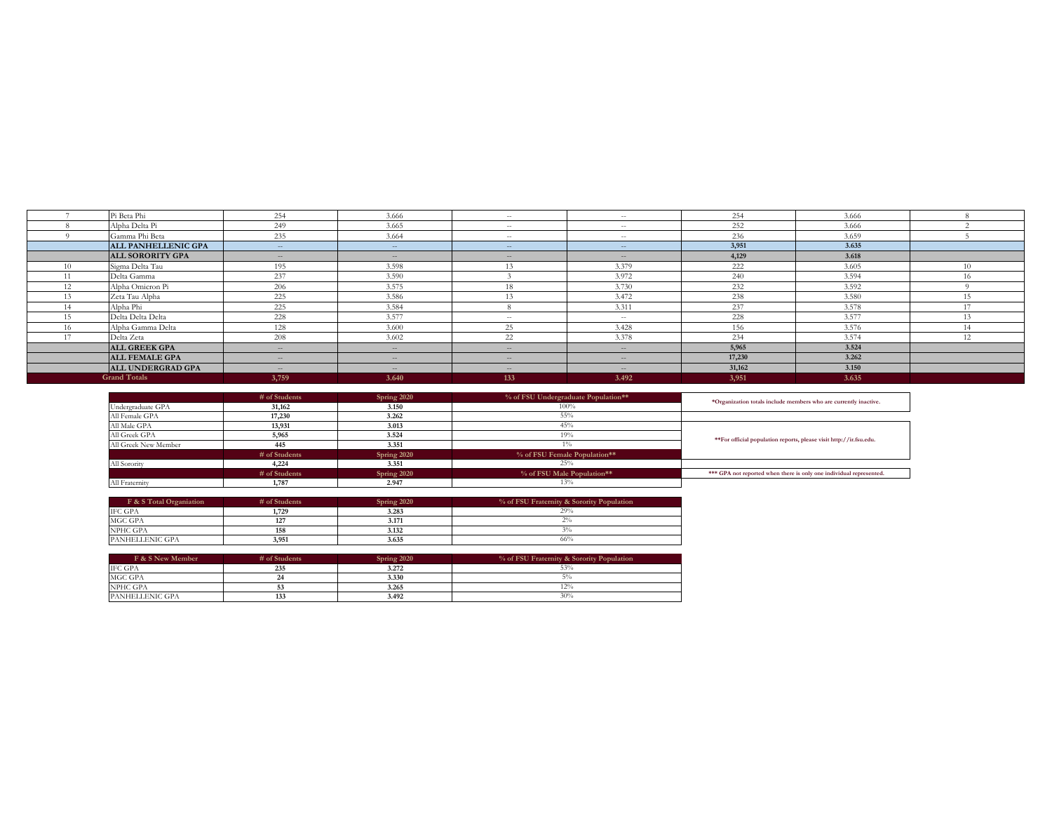| | | | | | | | | |
|---|---|---|---|---|---|---|---|---|
| 7 | Pi Beta Phi | 254 | 3.666 | -- | -- | 254 | 3.666 | 8 |
| 8 | Alpha Delta Pi | 249 | 3.665 | -- | -- | 252 | 3.666 | 2 |
| 9 | Gamma Phi Beta | 235 | 3.664 | -- | -- | 236 | 3.659 | 5 |
| | **ALL PANHELLENIC GPA** | -- | -- | -- | -- | **3,951** | **3.635** | |
| | **ALL SORORITY GPA** | -- | -- | -- | -- | **4,129** | **3.618** | |
| 10 | Sigma Delta Tau | 195 | 3.598 | 13 | 3.379 | 222 | 3.605 | 10 |
| 11 | Delta Gamma | 237 | 3.590 | 3 | 3.972 | 240 | 3.594 | 16 |
| 12 | Alpha Omicron Pi | 206 | 3.575 | 18 | 3.730 | 232 | 3.592 | 9 |
| 13 | Zeta Tau Alpha | 225 | 3.586 | 13 | 3.472 | 238 | 3.580 | 15 |
| 14 | Alpha Phi | 225 | 3.584 | 8 | 3.311 | 237 | 3.578 | 17 |
| 15 | Delta Delta Delta | 228 | 3.577 | -- | -- | 228 | 3.577 | 13 |
| 16 | Alpha Gamma Delta | 128 | 3.600 | 25 | 3.428 | 156 | 3.576 | 14 |
| 17 | Delta Zeta | 208 | 3.602 | 22 | 3.378 | 234 | 3.574 | 12 |
| | **ALL GREEK GPA** | -- | -- | -- | -- | **5,965** | **3.524** | |
| | **ALL FEMALE GPA** | -- | -- | -- | -- | **17,230** | **3.262** | |
| | **ALL UNDERGRAD GPA** | -- | -- | -- | -- | **31,162** | **3.150** | |
| **Grand Totals** | | **3,759** | **3.640** | **133** | **3.492** | **3,951** | **3.635** | |

| | # of Students | Spring 2020 | % of FSU Undergraduate Population** |
|---|---|---|---|
| Undergraduate GPA | **31,162** | **3.150** | 100% |
| All Female GPA | **17,230** | **3.262** | 55% |
| All Male GPA | **13,931** | **3.013** | 45% |
| All Greek GPA | **5,965** | **3.524** | 19% |
| All Greek New Member | **445** | **3.351** | 1% |
| | **# of Students** | **Spring 2020** | **% of FSU Female Population**** |
| All Sorority | **4,224** | **3.351** | 25% |
| | **# of Students** | **Spring 2020** | **% of FSU Male Population**** |
| All Fraternity | **1,787** | **2.947** | 13% |

***Organization totals include members who are currently inactive.**

****For official population reports, please visit http://ir.fsu.edu.**

***** GPA not reported when there is only one individual represented.**

| F & S Total Organiation | # of Students | Spring 2020 | % of FSU Fraternity & Sorority Population |
|---|---|---|---|
| IFC GPA | **1,729** | **3.283** | 29% |
| MGC GPA | **127** | **3.171** | 2% |
| NPHC GPA | **158** | **3.132** | 3% |
| PANHELLENIC GPA | **3,951** | **3.635** | 66% |

| F & S New Member | # of Students | Spring 2020 | % of FSU Fraternity & Sorority Population |
|---|---|---|---|
| IFC GPA | **235** | **3.272** | 53% |
| MGC GPA | **24** | **3.330** | 5% |
| NPHC GPA | **53** | **3.265** | 12% |
| PANHELLENIC GPA | **133** | **3.492** | 30% |